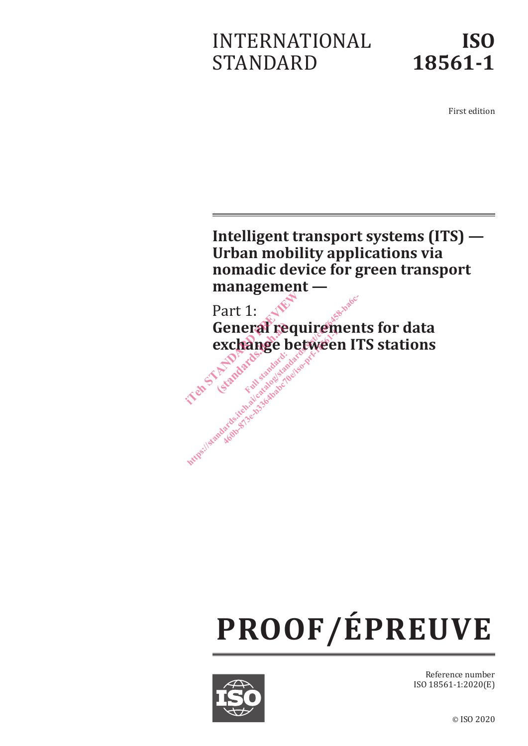# INTERNATIONAL STANDARD

# ISO 18561-1

First edition

## Intelligent transport systems (ITS) — Urban mobility applications via nomadic device for green transport management —

## Part 1: General requirements for data exchange between ITS stations

**PROOF/ÉPREUVE**

Reference number
ISO 18561-1:2020(E)

© ISO 2020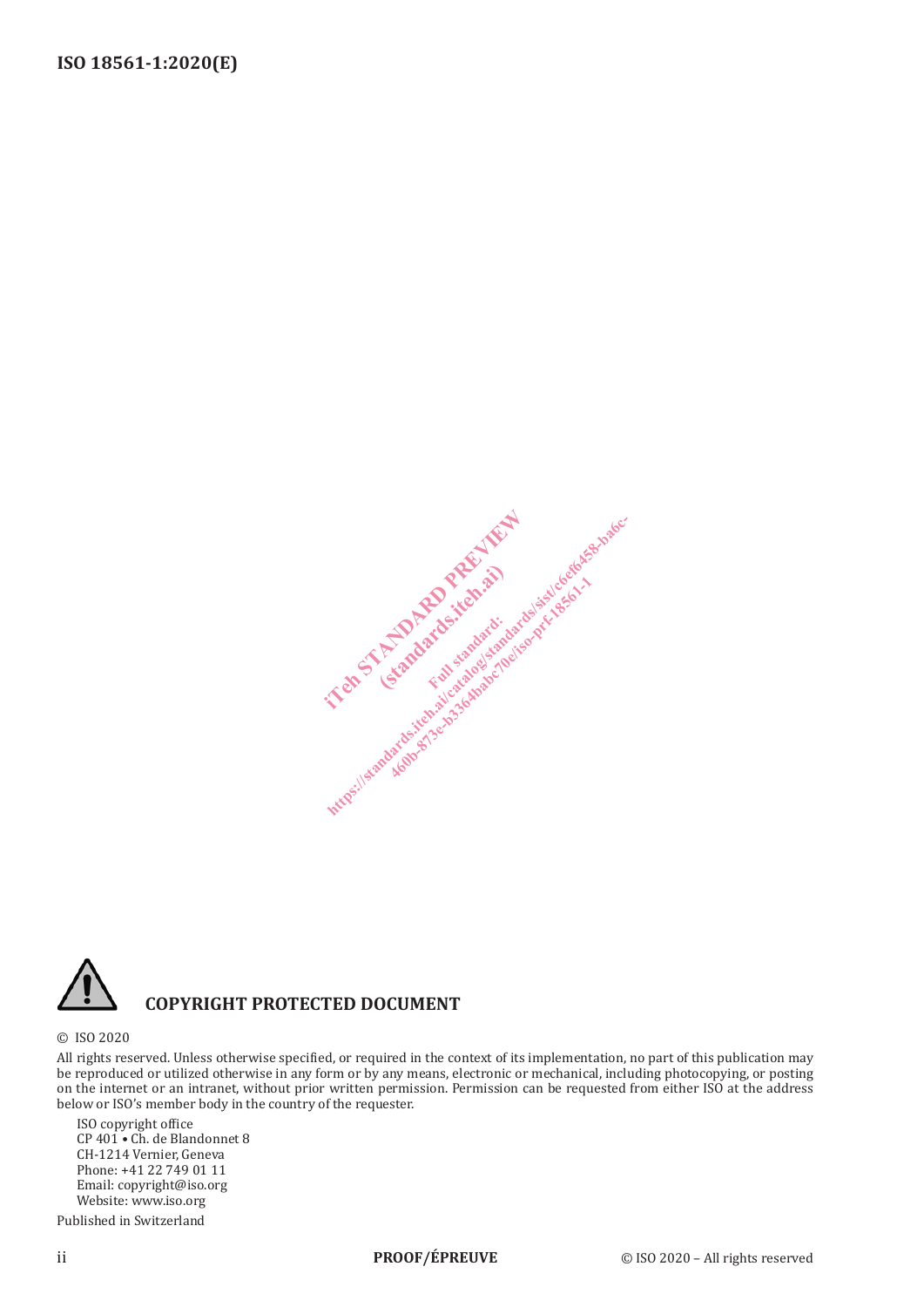**COPYRIGHT PROTECTED DOCUMENT**

© ISO 2020

All rights reserved. Unless otherwise specified, or required in the context of its implementation, no part of this publication may be reproduced or utilized otherwise in any form or by any means, electronic or mechanical, including photocopying, or posting on the internet or an intranet, without prior written permission. Permission can be requested from either ISO at the address below or ISO's member body in the country of the requester.

ISO copyright office
CP 401 • Ch. de Blandonnet 8
CH-1214 Vernier, Geneva
Phone: +41 22 749 01 11
Email: copyright@iso.org
Website: www.iso.org

Published in Switzerland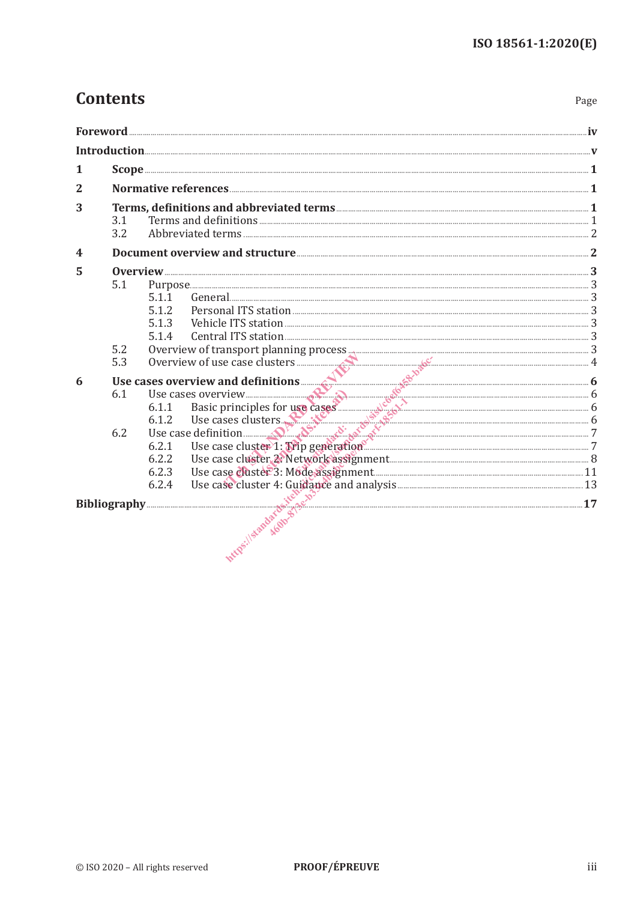# Contents

Page

**Foreword** .......... **iv**

**Introduction** .......... **v**

**1 Scope** .......... **1**

**2 Normative references** .......... **1**

**3 Terms, definitions and abbreviated terms** .......... **1**

- 3.1 Terms and definitions .......... 1
- 3.2 Abbreviated terms .......... 2

**4 Document overview and structure** .......... **2**

**5 Overview** .......... **3**

- 5.1 Purpose .......... 3
  - 5.1.1 General .......... 3
  - 5.1.2 Personal ITS station .......... 3
  - 5.1.3 Vehicle ITS station .......... 3
  - 5.1.4 Central ITS station .......... 3
- 5.2 Overview of transport planning process .......... 3
- 5.3 Overview of use case clusters .......... 4

**6 Use cases overview and definitions** .......... **6**

- 6.1 Use cases overview .......... 6
  - 6.1.1 Basic principles for use cases .......... 6
  - 6.1.2 Use cases clusters .......... 6
- 6.2 Use case definition .......... 7
  - 6.2.1 Use case cluster 1: Trip generation .......... 7
  - 6.2.2 Use case cluster 2: Network assignment .......... 8
  - 6.2.3 Use case cluster 3: Mode assignment .......... 11
  - 6.2.4 Use case cluster 4: Guidance and analysis .......... 13

**Bibliography** .......... **17**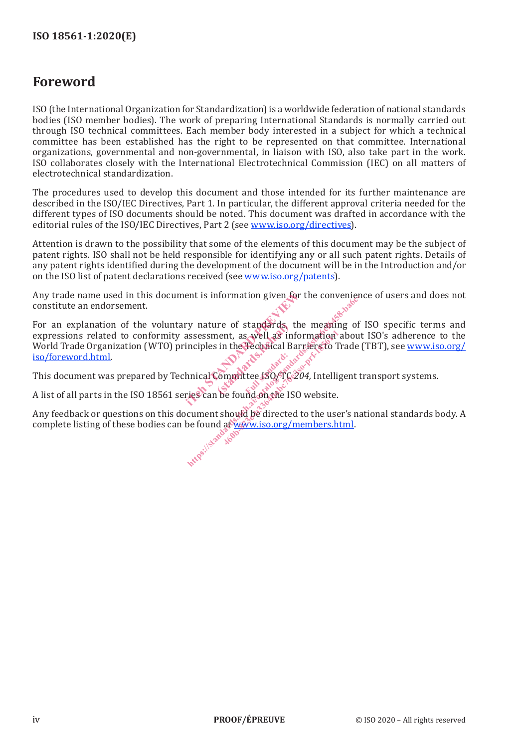# Foreword

ISO (the International Organization for Standardization) is a worldwide federation of national standards bodies (ISO member bodies). The work of preparing International Standards is normally carried out through ISO technical committees. Each member body interested in a subject for which a technical committee has been established has the right to be represented on that committee. International organizations, governmental and non-governmental, in liaison with ISO, also take part in the work. ISO collaborates closely with the International Electrotechnical Commission (IEC) on all matters of electrotechnical standardization.

The procedures used to develop this document and those intended for its further maintenance are described in the ISO/IEC Directives, Part 1. In particular, the different approval criteria needed for the different types of ISO documents should be noted. This document was drafted in accordance with the editorial rules of the ISO/IEC Directives, Part 2 (see www.iso.org/directives).

Attention is drawn to the possibility that some of the elements of this document may be the subject of patent rights. ISO shall not be held responsible for identifying any or all such patent rights. Details of any patent rights identified during the development of the document will be in the Introduction and/or on the ISO list of patent declarations received (see www.iso.org/patents).

Any trade name used in this document is information given for the convenience of users and does not constitute an endorsement.

For an explanation of the voluntary nature of standards, the meaning of ISO specific terms and expressions related to conformity assessment, as well as information about ISO's adherence to the World Trade Organization (WTO) principles in the Technical Barriers to Trade (TBT), see www.iso.org/iso/foreword.html.

This document was prepared by Technical Committee ISO/TC 204, *Intelligent transport systems*.

A list of all parts in the ISO 18561 series can be found on the ISO website.

Any feedback or questions on this document should be directed to the user's national standards body. A complete listing of these bodies can be found at www.iso.org/members.html.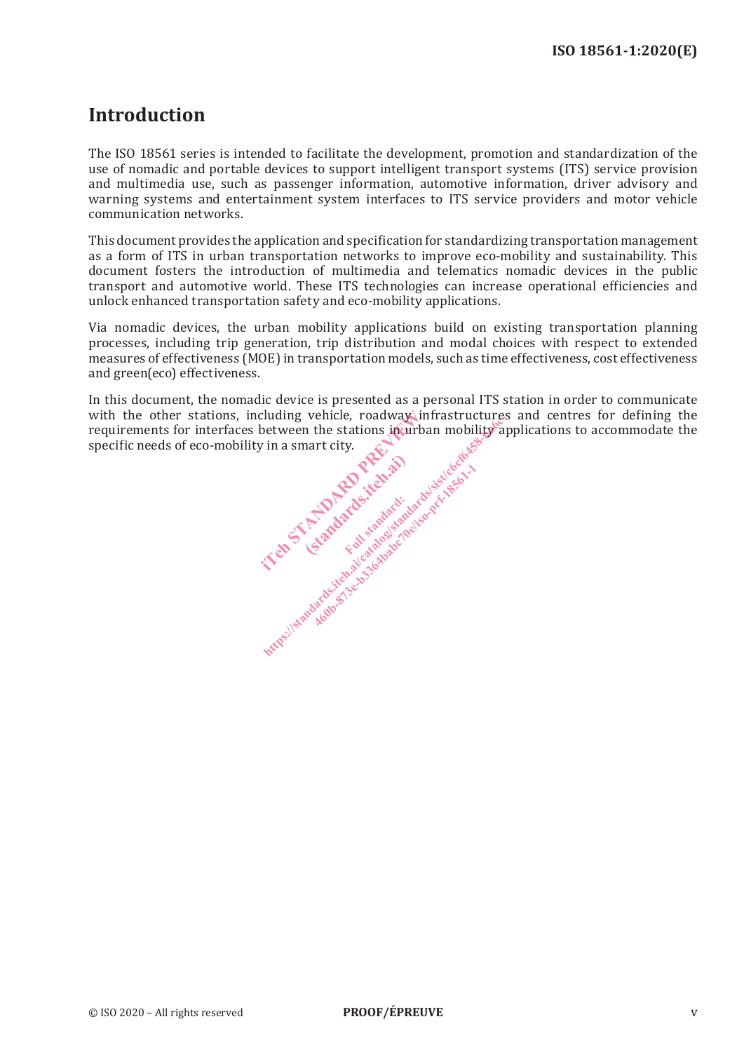# Introduction

The ISO 18561 series is intended to facilitate the development, promotion and standardization of the use of nomadic and portable devices to support intelligent transport systems (ITS) service provision and multimedia use, such as passenger information, automotive information, driver advisory and warning systems and entertainment system interfaces to ITS service providers and motor vehicle communication networks.

This document provides the application and specification for standardizing transportation management as a form of ITS in urban transportation networks to improve eco-mobility and sustainability. This document fosters the introduction of multimedia and telematics nomadic devices in the public transport and automotive world. These ITS technologies can increase operational efficiencies and unlock enhanced transportation safety and eco-mobility applications.

Via nomadic devices, the urban mobility applications build on existing transportation planning processes, including trip generation, trip distribution and modal choices with respect to extended measures of effectiveness (MOE) in transportation models, such as time effectiveness, cost effectiveness and green(eco) effectiveness.

In this document, the nomadic device is presented as a personal ITS station in order to communicate with the other stations, including vehicle, roadway infrastructures and centres for defining the requirements for interfaces between the stations in urban mobility applications to accommodate the specific needs of eco-mobility in a smart city.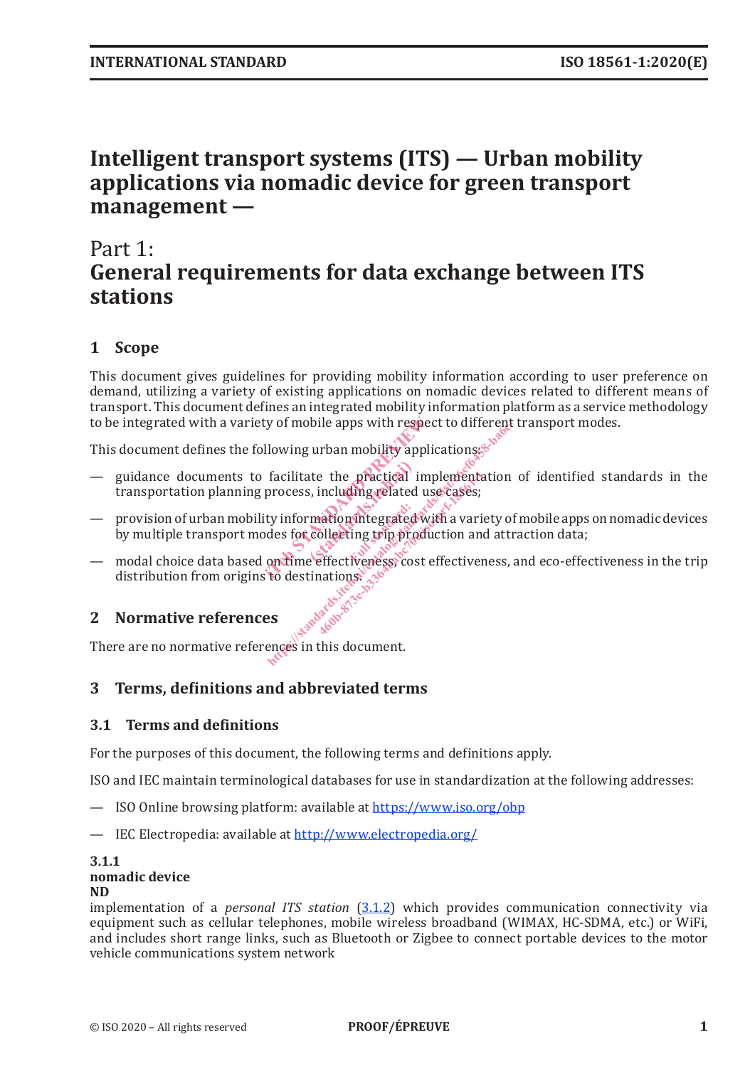# Intelligent transport systems (ITS) — Urban mobility applications via nomadic device for green transport management —

## Part 1: General requirements for data exchange between ITS stations

## 1 Scope

This document gives guidelines for providing mobility information according to user preference on demand, utilizing a variety of existing applications on nomadic devices related to different means of transport. This document defines an integrated mobility information platform as a service methodology to be integrated with a variety of mobile apps with respect to different transport modes.

This document defines the following urban mobility applications:

— guidance documents to facilitate the practical implementation of identified standards in the transportation planning process, including related use cases;

— provision of urban mobility information integrated with a variety of mobile apps on nomadic devices by multiple transport modes for collecting trip production and attraction data;

— modal choice data based on time effectiveness, cost effectiveness, and eco-effectiveness in the trip distribution from origins to destinations.

## 2 Normative references

There are no normative references in this document.

## 3 Terms, definitions and abbreviated terms

### 3.1 Terms and definitions

For the purposes of this document, the following terms and definitions apply.

ISO and IEC maintain terminological databases for use in standardization at the following addresses:

— ISO Online browsing platform: available at https://www.iso.org/obp

— IEC Electropedia: available at http://www.electropedia.org/

**3.1.1**
**nomadic device**
**ND**
implementation of a *personal ITS station* (3.1.2) which provides communication connectivity via equipment such as cellular telephones, mobile wireless broadband (WIMAX, HC-SDMA, etc.) or WiFi, and includes short range links, such as Bluetooth or Zigbee to connect portable devices to the motor vehicle communications system network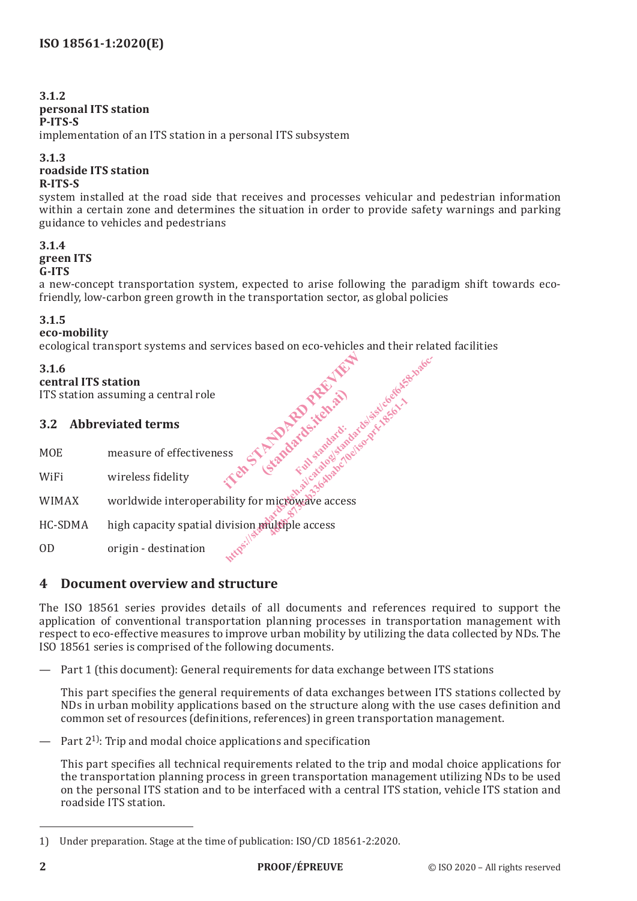**3.1.2**
**personal ITS station**
**P-ITS-S**
implementation of an ITS station in a personal ITS subsystem

**3.1.3**
**roadside ITS station**
**R-ITS-S**
system installed at the road side that receives and processes vehicular and pedestrian information within a certain zone and determines the situation in order to provide safety warnings and parking guidance to vehicles and pedestrians

**3.1.4**
**green ITS**
**G-ITS**
a new-concept transportation system, expected to arise following the paradigm shift towards eco-friendly, low-carbon green growth in the transportation sector, as global policies

**3.1.5**
**eco-mobility**
ecological transport systems and services based on eco-vehicles and their related facilities

**3.1.6**
**central ITS station**
ITS station assuming a central role

## 3.2 Abbreviated terms

| | |
|---|---|
| MOE | measure of effectiveness |
| WiFi | wireless fidelity |
| WIMAX | worldwide interoperability for microwave access |
| HC-SDMA | high capacity spatial division multiple access |
| OD | origin - destination |

# 4 Document overview and structure

The ISO 18561 series provides details of all documents and references required to support the application of conventional transportation planning processes in transportation management with respect to eco-effective measures to improve urban mobility by utilizing the data collected by NDs. The ISO 18561 series is comprised of the following documents.

— Part 1 (this document): General requirements for data exchange between ITS stations

This part specifies the general requirements of data exchanges between ITS stations collected by NDs in urban mobility applications based on the structure along with the use cases definition and common set of resources (definitions, references) in green transportation management.

— Part 2[1]: Trip and modal choice applications and specification

This part specifies all technical requirements related to the trip and modal choice applications for the transportation planning process in green transportation management utilizing NDs to be used on the personal ITS station and to be interfaced with a central ITS station, vehicle ITS station and roadside ITS station.

---

1) Under preparation. Stage at the time of publication: ISO/CD 18561-2:2020.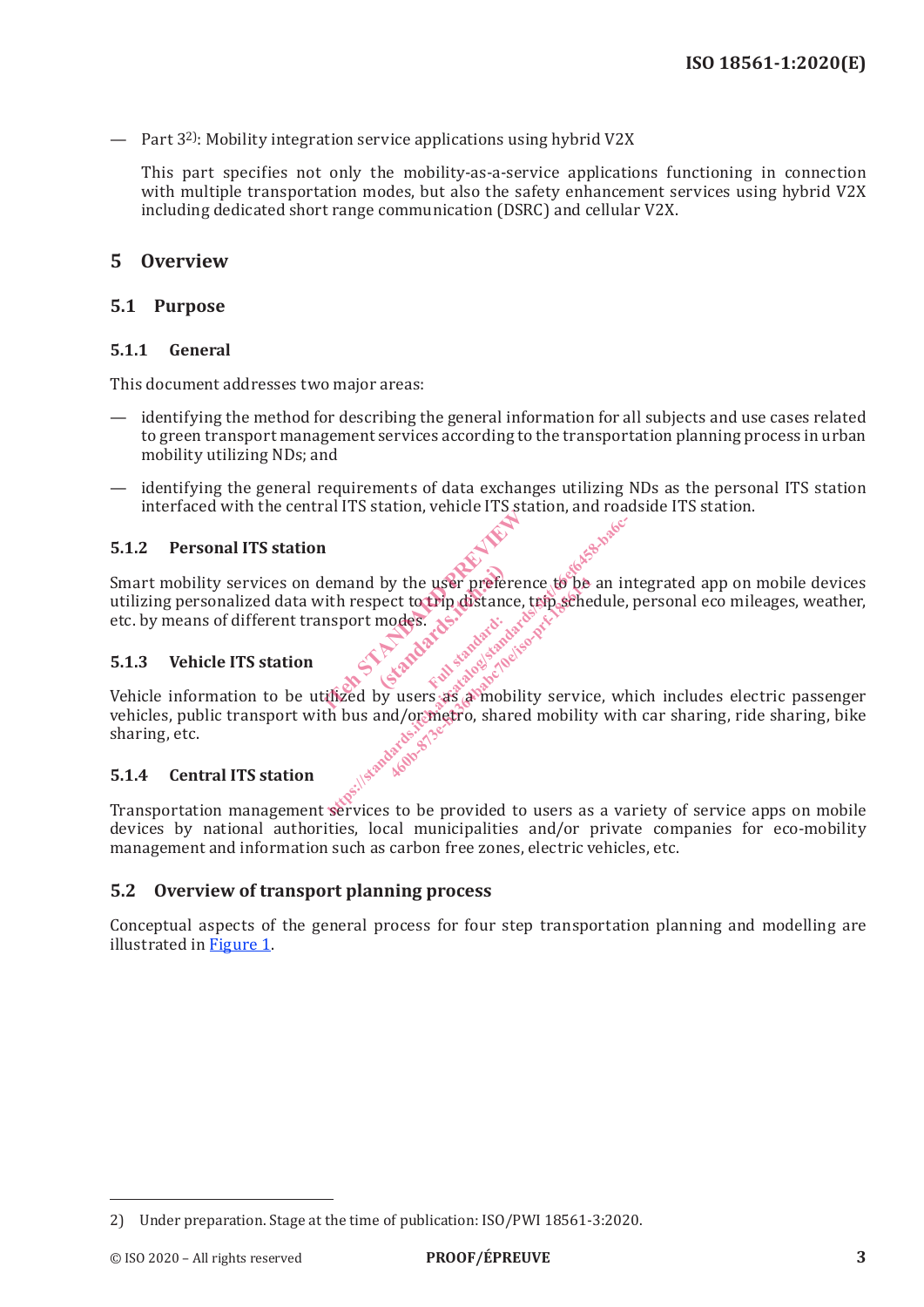— Part 3[2]: Mobility integration service applications using hybrid V2X

This part specifies not only the mobility-as-a-service applications functioning in connection with multiple transportation modes, but also the safety enhancement services using hybrid V2X including dedicated short range communication (DSRC) and cellular V2X.

## 5 Overview

### 5.1 Purpose

#### 5.1.1 General

This document addresses two major areas:

— identifying the method for describing the general information for all subjects and use cases related to green transport management services according to the transportation planning process in urban mobility utilizing NDs; and

— identifying the general requirements of data exchanges utilizing NDs as the personal ITS station interfaced with the central ITS station, vehicle ITS station, and roadside ITS station.

#### 5.1.2 Personal ITS station

Smart mobility services on demand by the user preference to be an integrated app on mobile devices utilizing personalized data with respect to trip distance, trip schedule, personal eco mileages, weather, etc. by means of different transport modes.

#### 5.1.3 Vehicle ITS station

Vehicle information to be utilized by users as a mobility service, which includes electric passenger vehicles, public transport with bus and/or metro, shared mobility with car sharing, ride sharing, bike sharing, etc.

#### 5.1.4 Central ITS station

Transportation management services to be provided to users as a variety of service apps on mobile devices by national authorities, local municipalities and/or private companies for eco-mobility management and information such as carbon free zones, electric vehicles, etc.

### 5.2 Overview of transport planning process

Conceptual aspects of the general process for four step transportation planning and modelling are illustrated in Figure 1.

---

2) Under preparation. Stage at the time of publication: ISO/PWI 18561-3:2020.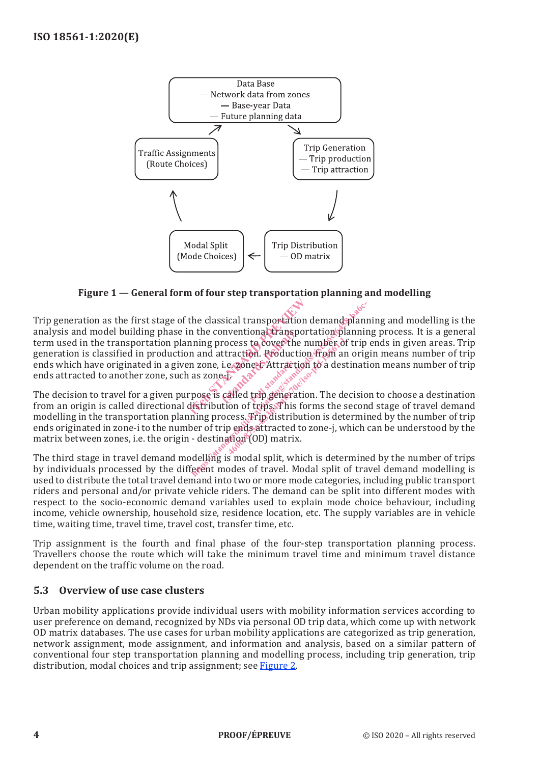Data Base
— Network data from zones
— Base-year Data
— Future planning data

Trip Generation
— Trip production
— Trip attraction

Trip Distribution
— OD matrix

Modal Split
(Mode Choices)

Traffic Assignments
(Route Choices)

**Figure 1 — General form of four step transportation planning and modelling**

Trip generation as the first stage of the classical transportation demand planning and modelling is the analysis and model building phase in the conventional transportation planning process. It is a general term used in the transportation planning process to cover the number of trip ends in given areas. Trip generation is classified in production and attraction. Production from an origin means number of trip ends which have originated in a given zone, i.e. zone-i. Attraction to a destination means number of trip ends attracted to another zone, such as zone-j.

The decision to travel for a given purpose is called trip generation. The decision to choose a destination from an origin is called directional distribution of trips. This forms the second stage of travel demand modelling in the transportation planning process. Trip distribution is determined by the number of trip ends originated in zone-i to the number of trip ends attracted to zone-j, which can be understood by the matrix between zones, i.e. the origin - destination (OD) matrix.

The third stage in travel demand modelling is modal split, which is determined by the number of trips by individuals processed by the different modes of travel. Modal split of travel demand modelling is used to distribute the total travel demand into two or more mode categories, including public transport riders and personal and/or private vehicle riders. The demand can be split into different modes with respect to the socio-economic demand variables used to explain mode choice behaviour, including income, vehicle ownership, household size, residence location, etc. The supply variables are in vehicle time, waiting time, travel time, travel cost, transfer time, etc.

Trip assignment is the fourth and final phase of the four-step transportation planning process. Travellers choose the route which will take the minimum travel time and minimum travel distance dependent on the traffic volume on the road.

## 5.3 Overview of use case clusters

Urban mobility applications provide individual users with mobility information services according to user preference on demand, recognized by NDs via personal OD trip data, which come up with network OD matrix databases. The use cases for urban mobility applications are categorized as trip generation, network assignment, mode assignment, and information and analysis, based on a similar pattern of conventional four step transportation planning and modelling process, including trip generation, trip distribution, modal choices and trip assignment; see Figure 2.